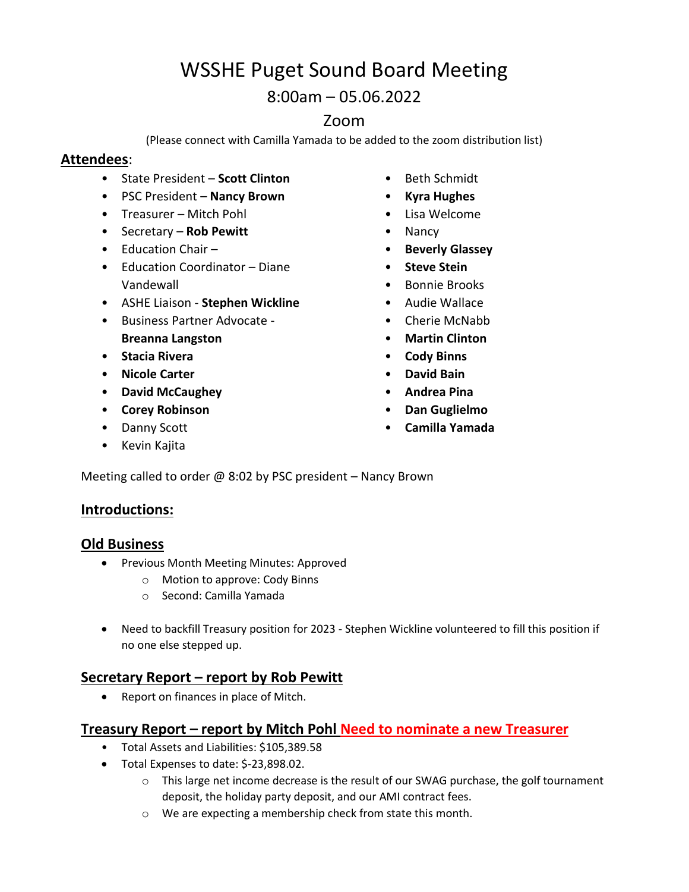# WSSHE Puget Sound Board Meeting

## 8:00am – 05.06.2022

## Zoom

(Please connect with Camilla Yamada to be added to the zoom distribution list)

**Attendees**:

- State President – **Scott Clinton**
- PSC President – **Nancy Brown**
- Treasurer – Mitch Pohl
- Secretary – **Rob Pewitt**
- Education Chair –
- Education Coordinator – Diane Vandewall
- ASHE Liaison - **Stephen Wickline**
- Business Partner Advocate - **Breanna Langston**
- **Stacia Rivera**
- **Nicole Carter**
- **David McCaughey**
- **Corey Robinson**
- Danny Scott
- Kevin Kajita
- Beth Schmidt
- **Kyra Hughes**
- Lisa Welcome
- Nancy
- **Beverly Glassey**
- **Steve Stein**
- Bonnie Brooks
- Audie Wallace
- Cherie McNabb
- **Martin Clinton**
- **Cody Binns**
- **David Bain**
- **Andrea Pina**
- **Dan Guglielmo**
- **Camilla Yamada**

Meeting called to order @ 8:02 by PSC president – Nancy Brown

## Introductions:

## Old Business

- Previous Month Meeting Minutes: Approved
  - Motion to approve: Cody Binns
  - Second: Camilla Yamada

- Need to backfill Treasury position for 2023 - Stephen Wickline volunteered to fill this position if no one else stepped up.

## Secretary Report – report by Rob Pewitt

- Report on finances in place of Mitch.

## Treasury Report – report by Mitch Pohl Need to nominate a new Treasurer

- Total Assets and Liabilities: $105,389.58
- Total Expenses to date: $-23,898.02.
  - This large net income decrease is the result of our SWAG purchase, the golf tournament deposit, the holiday party deposit, and our AMI contract fees.
  - We are expecting a membership check from state this month.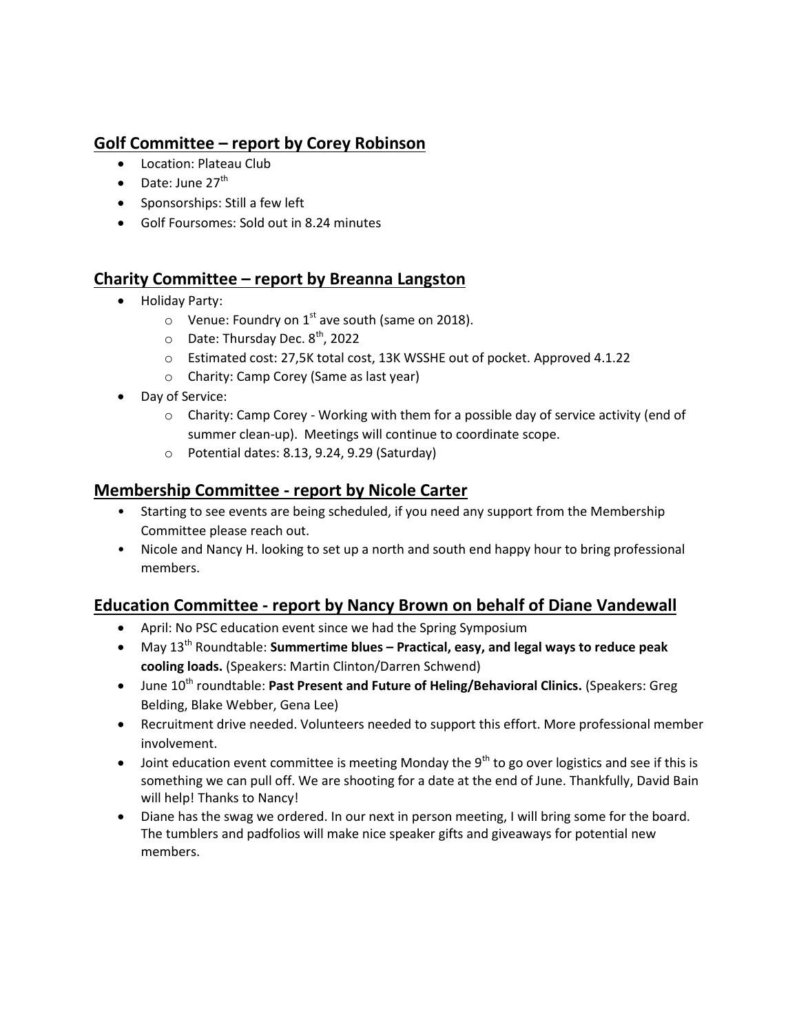## Golf Committee – report by Corey Robinson

- Location: Plateau Club
- Date: June 27th
- Sponsorships: Still a few left
- Golf Foursomes: Sold out in 8.24 minutes

## Charity Committee – report by Breanna Langston

- Holiday Party:
  - Venue: Foundry on 1st ave south (same on 2018).
  - Date: Thursday Dec. 8th, 2022
  - Estimated cost: 27,5K total cost, 13K WSSHE out of pocket. Approved 4.1.22
  - Charity: Camp Corey (Same as last year)
- Day of Service:
  - Charity: Camp Corey - Working with them for a possible day of service activity (end of summer clean-up). Meetings will continue to coordinate scope.
  - Potential dates: 8.13, 9.24, 9.29 (Saturday)

## Membership Committee - report by Nicole Carter

- Starting to see events are being scheduled, if you need any support from the Membership Committee please reach out.
- Nicole and Nancy H. looking to set up a north and south end happy hour to bring professional members.

## Education Committee - report by Nancy Brown on behalf of Diane Vandewall

- April: No PSC education event since we had the Spring Symposium
- May 13th Roundtable: **Summertime blues – Practical, easy, and legal ways to reduce peak cooling loads.** (Speakers: Martin Clinton/Darren Schwend)
- June 10th roundtable: **Past Present and Future of Heling/Behavioral Clinics.** (Speakers: Greg Belding, Blake Webber, Gena Lee)
- Recruitment drive needed. Volunteers needed to support this effort. More professional member involvement.
- Joint education event committee is meeting Monday the 9th to go over logistics and see if this is something we can pull off. We are shooting for a date at the end of June. Thankfully, David Bain will help! Thanks to Nancy!
- Diane has the swag we ordered. In our next in person meeting, I will bring some for the board. The tumblers and padfolios will make nice speaker gifts and giveaways for potential new members.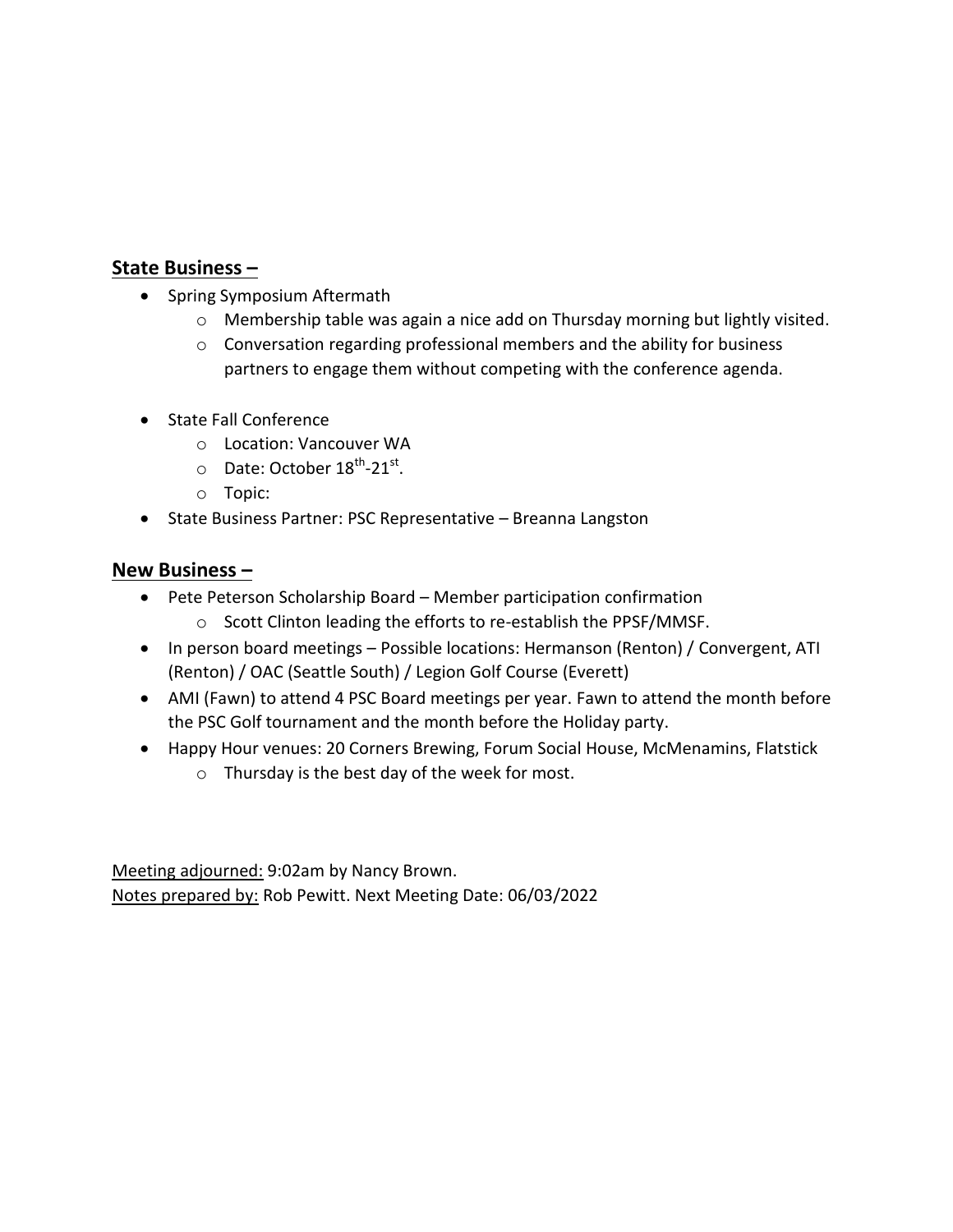## State Business –

- Spring Symposium Aftermath
  - Membership table was again a nice add on Thursday morning but lightly visited.
  - Conversation regarding professional members and the ability for business partners to engage them without competing with the conference agenda.

- State Fall Conference
  - Location: Vancouver WA
  - Date: October 18th-21st.
  - Topic:
- State Business Partner: PSC Representative – Breanna Langston

## New Business –

- Pete Peterson Scholarship Board – Member participation confirmation
  - Scott Clinton leading the efforts to re-establish the PPSF/MMSF.
- In person board meetings – Possible locations: Hermanson (Renton) / Convergent, ATI (Renton) / OAC (Seattle South) / Legion Golf Course (Everett)
- AMI (Fawn) to attend 4 PSC Board meetings per year. Fawn to attend the month before the PSC Golf tournament and the month before the Holiday party.
- Happy Hour venues: 20 Corners Brewing, Forum Social House, McMenamins, Flatstick
  - Thursday is the best day of the week for most.

Meeting adjourned: 9:02am by Nancy Brown.
Notes prepared by: Rob Pewitt. Next Meeting Date: 06/03/2022